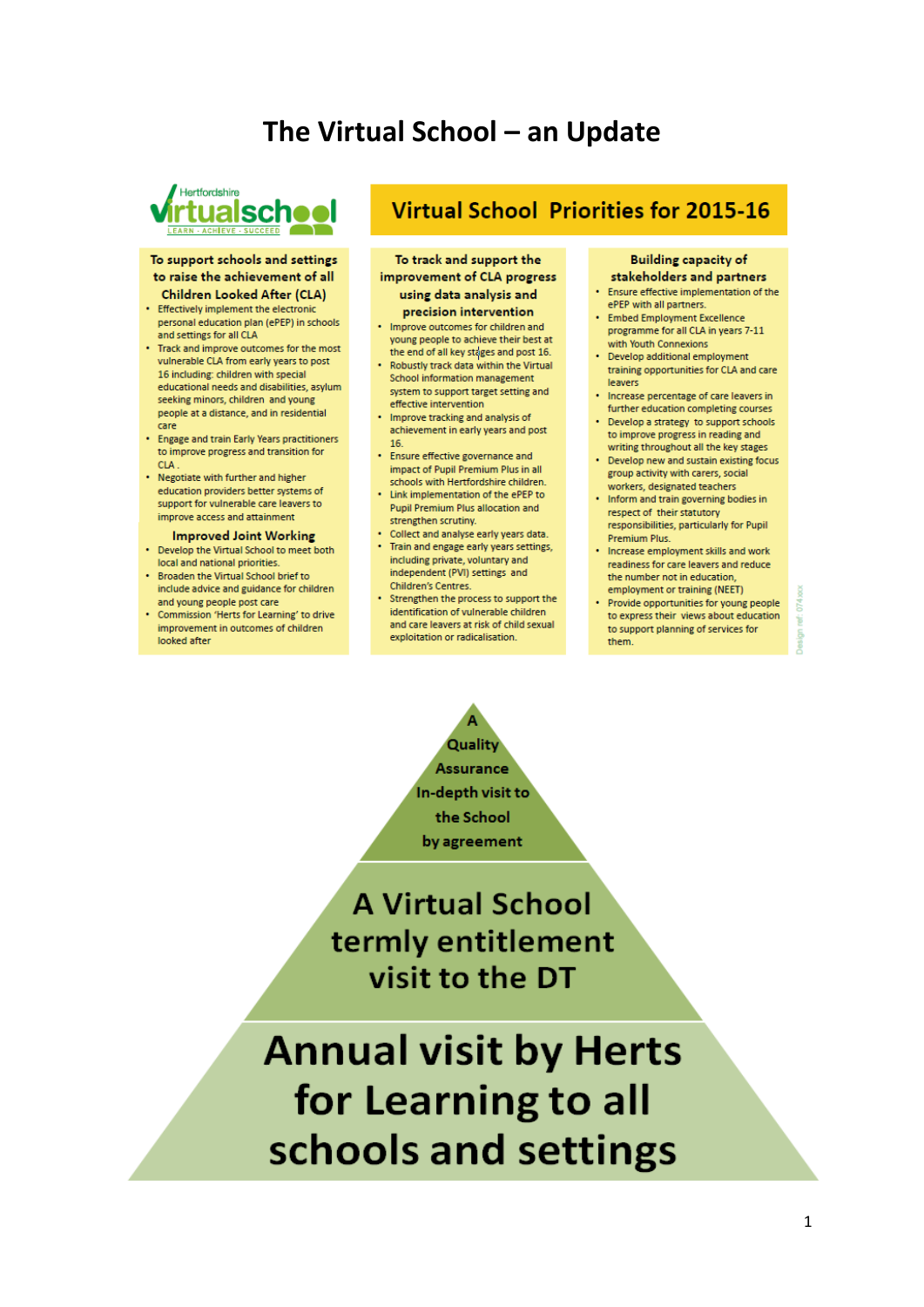# The Virtual School – an Update

Hertfordshire virtualschool
LEARN - ACHIEVE - SUCCEED

## Virtual School Priorities for 2015-16

### To support schools and settings to raise the achievement of all Children Looked After (CLA)

- Effectively implement the electronic personal education plan (ePEP) in schools and settings for all CLA
- Track and improve outcomes for the most vulnerable CLA from early years to post 16 including: children with special educational needs and disabilities, asylum seeking minors, children and young people at a distance, and in residential care
- Engage and train Early Years practitioners to improve progress and transition for CLA .
- Negotiate with further and higher education providers better systems of support for vulnerable care leavers to improve access and attainment

### Improved Joint Working

- Develop the Virtual School to meet both local and national priorities.
- Broaden the Virtual School brief to include advice and guidance for children and young people post care
- Commission 'Herts for Learning' to drive improvement in outcomes of children looked after

### To track and support the improvement of CLA progress using data analysis and precision intervention

- Improve outcomes for children and young people to achieve their best at the end of all key stages and post 16.
- Robustly track data within the Virtual School information management system to support target setting and effective intervention
- Improve tracking and analysis of achievement in early years and post 16.
- Ensure effective governance and impact of Pupil Premium Plus in all schools with Hertfordshire children.
- Link implementation of the ePEP to Pupil Premium Plus allocation and strengthen scrutiny.
- Collect and analyse early years data.
- Train and engage early years settings, including private, voluntary and independent (PVI) settings and Children's Centres.
- Strengthen the process to support the identification of vulnerable children and care leavers at risk of child sexual exploitation or radicalisation.

### Building capacity of stakeholders and partners

- Ensure effective implementation of the ePEP with all partners.
- Embed Employment Excellence programme for all CLA in years 7-11 with Youth Connexions
- Develop additional employment training opportunities for CLA and care leavers
- Increase percentage of care leavers in further education completing courses
- Develop a strategy to support schools to improve progress in reading and writing throughout all the key stages
- Develop new and sustain existing focus group activity with carers, social workers, designated teachers
- Inform and train governing bodies in respect of their statutory responsibilities, particularly for Pupil Premium Plus.
- Increase employment skills and work readiness for care leavers and reduce the number not in education, employment or training (NEET)
- Provide opportunities for young people to express their views about education to support planning of services for them.

A Quality Assurance In-depth visit to the School by agreement

A Virtual School termly entitlement visit to the DT

Annual visit by Herts for Learning to all schools and settings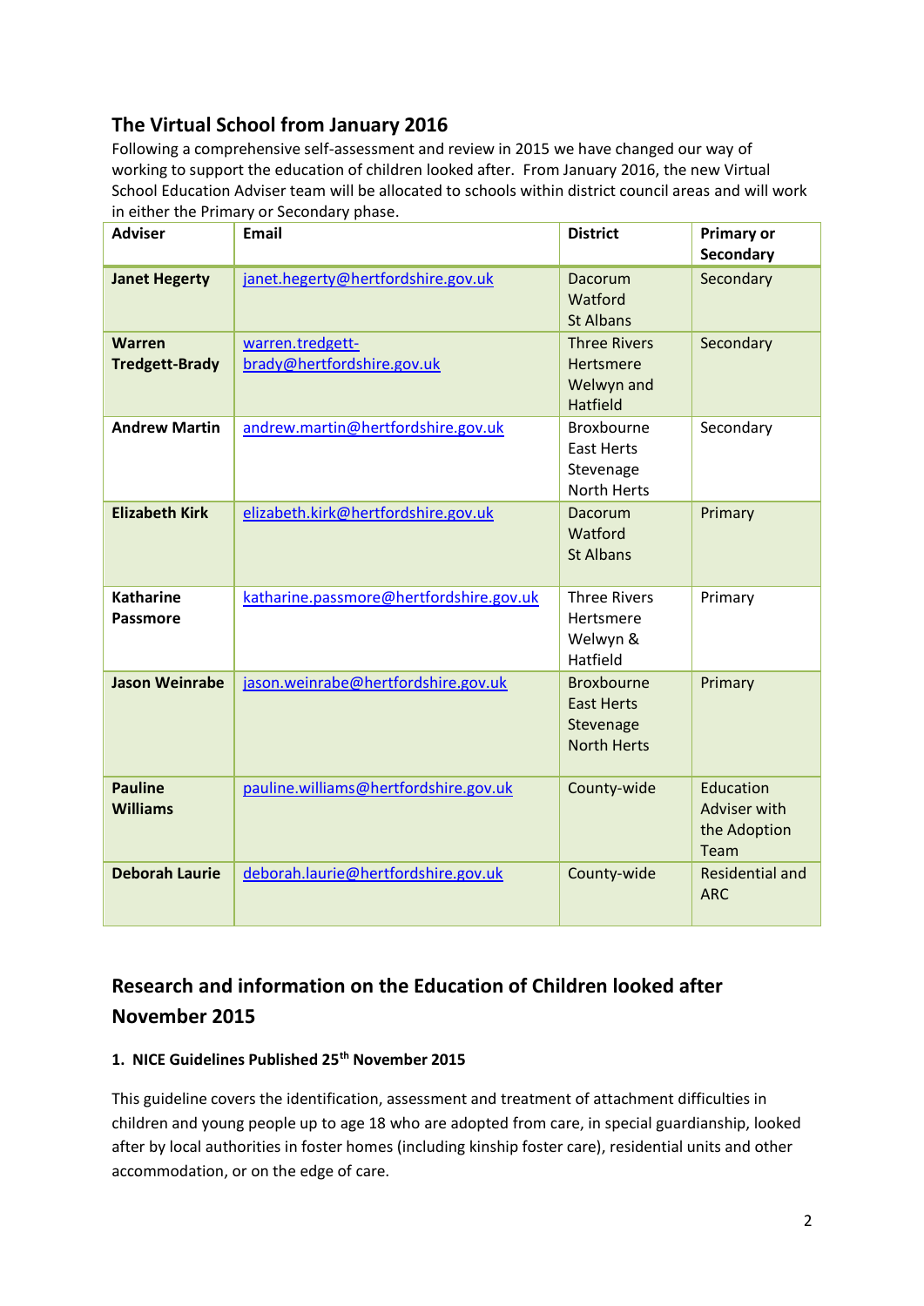## The Virtual School from January 2016

Following a comprehensive self-assessment and review in 2015 we have changed our way of working to support the education of children looked after. From January 2016, the new Virtual School Education Adviser team will be allocated to schools within district council areas and will work in either the Primary or Secondary phase.

| Adviser | Email | District | Primary or Secondary |
|---|---|---|---|
| **Janet Hegerty** | janet.hegerty@hertfordshire.gov.uk | Dacorum<br>Watford<br>St Albans | Secondary |
| **Warren Tredgett-Brady** | warren.tredgett-brady@hertfordshire.gov.uk | Three Rivers<br>Hertsmere<br>Welwyn and Hatfield | Secondary |
| **Andrew Martin** | andrew.martin@hertfordshire.gov.uk | Broxbourne<br>East Herts<br>Stevenage<br>North Herts | Secondary |
| **Elizabeth Kirk** | elizabeth.kirk@hertfordshire.gov.uk | Dacorum<br>Watford<br>St Albans | Primary |
| **Katharine Passmore** | katharine.passmore@hertfordshire.gov.uk | Three Rivers<br>Hertsmere<br>Welwyn & Hatfield | Primary |
| **Jason Weinrabe** | jason.weinrabe@hertfordshire.gov.uk | Broxbourne<br>East Herts<br>Stevenage<br>North Herts | Primary |
| **Pauline Williams** | pauline.williams@hertfordshire.gov.uk | County-wide | Education Adviser with the Adoption Team |
| **Deborah Laurie** | deborah.laurie@hertfordshire.gov.uk | County-wide | Residential and ARC |

## Research and information on the Education of Children looked after November 2015

### 1. NICE Guidelines Published 25th November 2015

This guideline covers the identification, assessment and treatment of attachment difficulties in children and young people up to age 18 who are adopted from care, in special guardianship, looked after by local authorities in foster homes (including kinship foster care), residential units and other accommodation, or on the edge of care.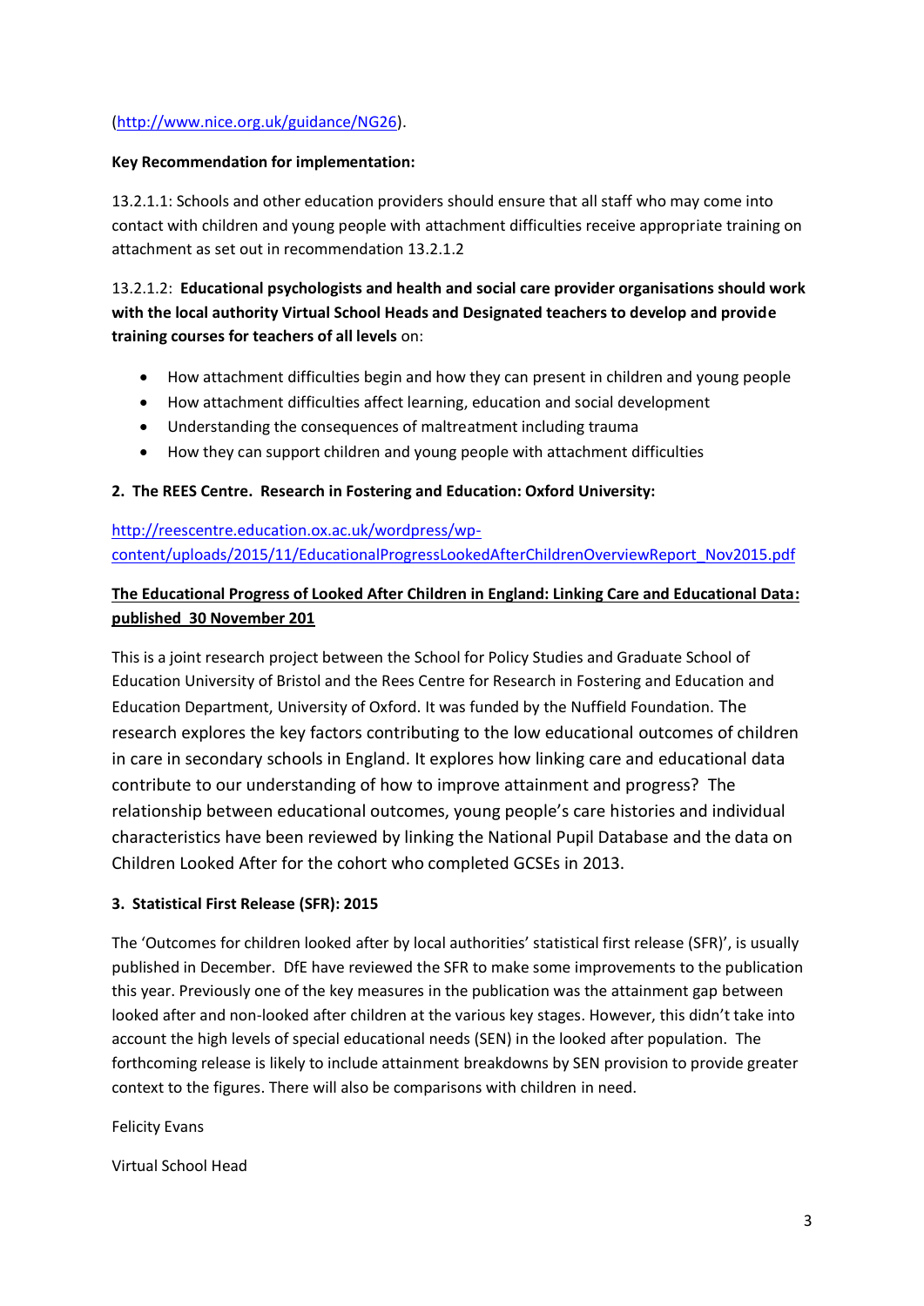(http://www.nice.org.uk/guidance/NG26).

**Key Recommendation for implementation:**

13.2.1.1: Schools and other education providers should ensure that all staff who may come into contact with children and young people with attachment difficulties receive appropriate training on attachment as set out in recommendation 13.2.1.2

13.2.1.2: **Educational psychologists and health and social care provider organisations should work with the local authority Virtual School Heads and Designated teachers to develop and provide training courses for teachers of all levels** on:

- How attachment difficulties begin and how they can present in children and young people
- How attachment difficulties affect learning, education and social development
- Understanding the consequences of maltreatment including trauma
- How they can support children and young people with attachment difficulties

**2. The REES Centre. Research in Fostering and Education: Oxford University:**

http://reescentre.education.ox.ac.uk/wordpress/wp-content/uploads/2015/11/EducationalProgressLookedAfterChildrenOverviewReport_Nov2015.pdf

**The Educational Progress of Looked After Children in England: Linking Care and Educational Data: published 30 November 201**

This is a joint research project between the School for Policy Studies and Graduate School of Education University of Bristol and the Rees Centre for Research in Fostering and Education and Education Department, University of Oxford. It was funded by the Nuffield Foundation. The research explores the key factors contributing to the low educational outcomes of children in care in secondary schools in England. It explores how linking care and educational data contribute to our understanding of how to improve attainment and progress? The relationship between educational outcomes, young people's care histories and individual characteristics have been reviewed by linking the National Pupil Database and the data on Children Looked After for the cohort who completed GCSEs in 2013.

**3. Statistical First Release (SFR): 2015**

The 'Outcomes for children looked after by local authorities' statistical first release (SFR)', is usually published in December. DfE have reviewed the SFR to make some improvements to the publication this year. Previously one of the key measures in the publication was the attainment gap between looked after and non-looked after children at the various key stages. However, this didn't take into account the high levels of special educational needs (SEN) in the looked after population. The forthcoming release is likely to include attainment breakdowns by SEN provision to provide greater context to the figures. There will also be comparisons with children in need.

Felicity Evans

Virtual School Head